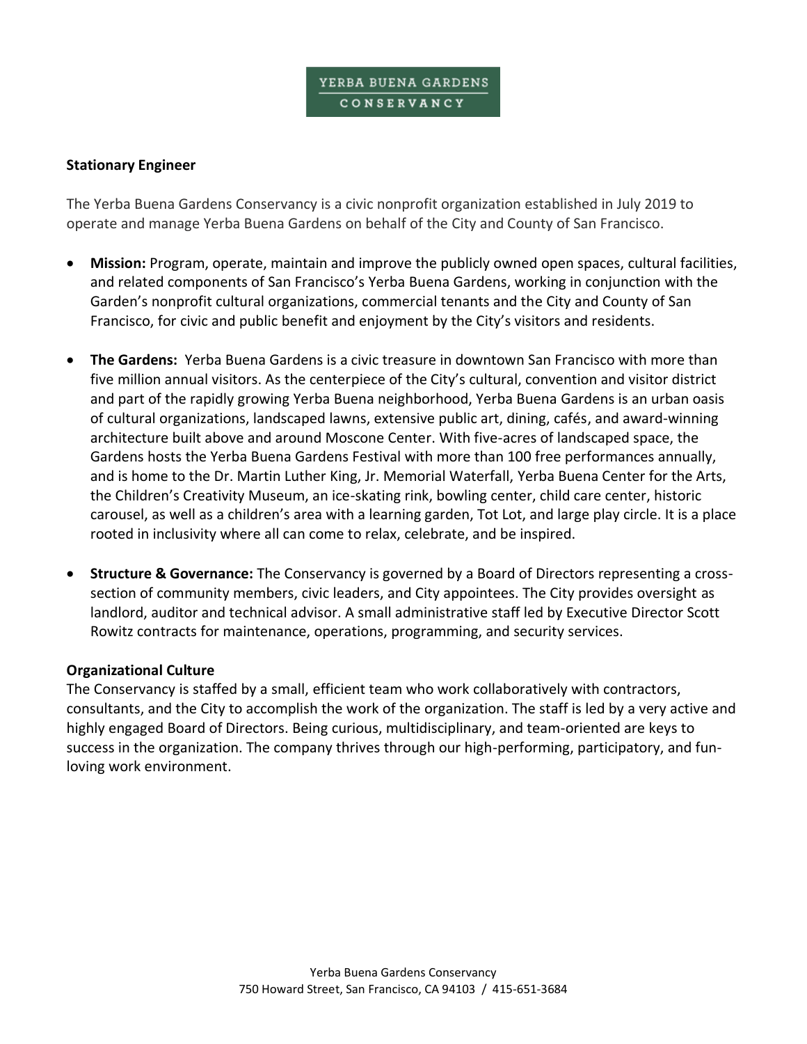YERBA BUENA GARDENS CONSERVANCY

**Stationary Engineer**

The Yerba Buena Gardens Conservancy is a civic nonprofit organization established in July 2019 to operate and manage Yerba Buena Gardens on behalf of the City and County of San Francisco.

- **Mission:** Program, operate, maintain and improve the publicly owned open spaces, cultural facilities, and related components of San Francisco's Yerba Buena Gardens, working in conjunction with the Garden's nonprofit cultural organizations, commercial tenants and the City and County of San Francisco, for civic and public benefit and enjoyment by the City's visitors and residents.

- **The Gardens:** Yerba Buena Gardens is a civic treasure in downtown San Francisco with more than five million annual visitors. As the centerpiece of the City's cultural, convention and visitor district and part of the rapidly growing Yerba Buena neighborhood, Yerba Buena Gardens is an urban oasis of cultural organizations, landscaped lawns, extensive public art, dining, cafés, and award-winning architecture built above and around Moscone Center. With five-acres of landscaped space, the Gardens hosts the Yerba Buena Gardens Festival with more than 100 free performances annually, and is home to the Dr. Martin Luther King, Jr. Memorial Waterfall, Yerba Buena Center for the Arts, the Children's Creativity Museum, an ice-skating rink, bowling center, child care center, historic carousel, as well as a children's area with a learning garden, Tot Lot, and large play circle. It is a place rooted in inclusivity where all can come to relax, celebrate, and be inspired.

- **Structure & Governance:** The Conservancy is governed by a Board of Directors representing a cross-section of community members, civic leaders, and City appointees. The City provides oversight as landlord, auditor and technical advisor. A small administrative staff led by Executive Director Scott Rowitz contracts for maintenance, operations, programming, and security services.

**Organizational Culture**

The Conservancy is staffed by a small, efficient team who work collaboratively with contractors, consultants, and the City to accomplish the work of the organization. The staff is led by a very active and highly engaged Board of Directors. Being curious, multidisciplinary, and team-oriented are keys to success in the organization. The company thrives through our high-performing, participatory, and fun-loving work environment.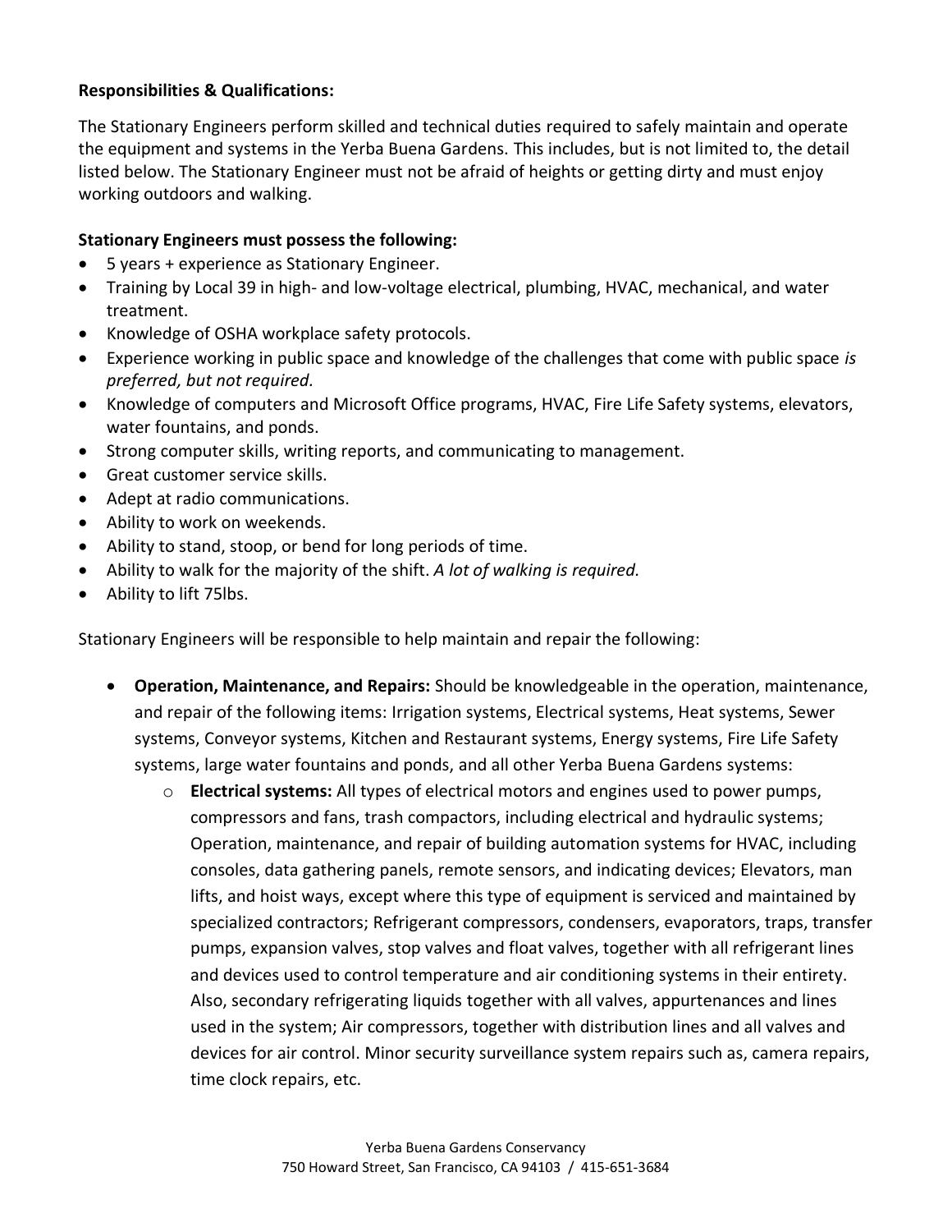**Responsibilities & Qualifications:**

The Stationary Engineers perform skilled and technical duties required to safely maintain and operate the equipment and systems in the Yerba Buena Gardens. This includes, but is not limited to, the detail listed below. The Stationary Engineer must not be afraid of heights or getting dirty and must enjoy working outdoors and walking.

**Stationary Engineers must possess the following:**

- 5 years + experience as Stationary Engineer.
- Training by Local 39 in high- and low-voltage electrical, plumbing, HVAC, mechanical, and water treatment.
- Knowledge of OSHA workplace safety protocols.
- Experience working in public space and knowledge of the challenges that come with public space *is preferred, but not required.*
- Knowledge of computers and Microsoft Office programs, HVAC, Fire Life Safety systems, elevators, water fountains, and ponds.
- Strong computer skills, writing reports, and communicating to management.
- Great customer service skills.
- Adept at radio communications.
- Ability to work on weekends.
- Ability to stand, stoop, or bend for long periods of time.
- Ability to walk for the majority of the shift. *A lot of walking is required.*
- Ability to lift 75lbs.

Stationary Engineers will be responsible to help maintain and repair the following:

- **Operation, Maintenance, and Repairs:** Should be knowledgeable in the operation, maintenance, and repair of the following items: Irrigation systems, Electrical systems, Heat systems, Sewer systems, Conveyor systems, Kitchen and Restaurant systems, Energy systems, Fire Life Safety systems, large water fountains and ponds, and all other Yerba Buena Gardens systems:
  - **Electrical systems:** All types of electrical motors and engines used to power pumps, compressors and fans, trash compactors, including electrical and hydraulic systems; Operation, maintenance, and repair of building automation systems for HVAC, including consoles, data gathering panels, remote sensors, and indicating devices; Elevators, man lifts, and hoist ways, except where this type of equipment is serviced and maintained by specialized contractors; Refrigerant compressors, condensers, evaporators, traps, transfer pumps, expansion valves, stop valves and float valves, together with all refrigerant lines and devices used to control temperature and air conditioning systems in their entirety. Also, secondary refrigerating liquids together with all valves, appurtenances and lines used in the system; Air compressors, together with distribution lines and all valves and devices for air control. Minor security surveillance system repairs such as, camera repairs, time clock repairs, etc.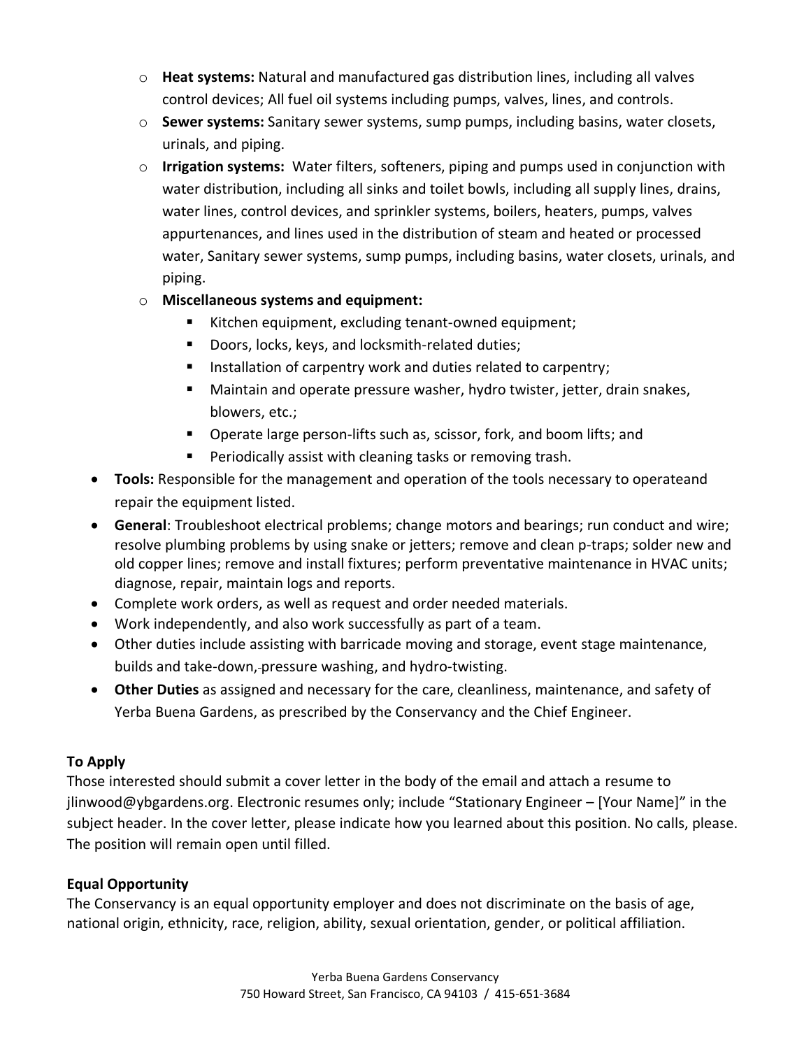- **Heat systems:** Natural and manufactured gas distribution lines, including all valves control devices; All fuel oil systems including pumps, valves, lines, and controls.
    - **Sewer systems:** Sanitary sewer systems, sump pumps, including basins, water closets, urinals, and piping.
    - **Irrigation systems:** Water filters, softeners, piping and pumps used in conjunction with water distribution, including all sinks and toilet bowls, including all supply lines, drains, water lines, control devices, and sprinkler systems, boilers, heaters, pumps, valves appurtenances, and lines used in the distribution of steam and heated or processed water, Sanitary sewer systems, sump pumps, including basins, water closets, urinals, and piping.
    - **Miscellaneous systems and equipment:**
        - Kitchen equipment, excluding tenant-owned equipment;
        - Doors, locks, keys, and locksmith-related duties;
        - Installation of carpentry work and duties related to carpentry;
        - Maintain and operate pressure washer, hydro twister, jetter, drain snakes, blowers, etc.;
        - Operate large person-lifts such as, scissor, fork, and boom lifts; and
        - Periodically assist with cleaning tasks or removing trash.
- **Tools:** Responsible for the management and operation of the tools necessary to operateand repair the equipment listed.
- **General**: Troubleshoot electrical problems; change motors and bearings; run conduct and wire; resolve plumbing problems by using snake or jetters; remove and clean p-traps; solder new and old copper lines; remove and install fixtures; perform preventative maintenance in HVAC units; diagnose, repair, maintain logs and reports.
- Complete work orders, as well as request and order needed materials.
- Work independently, and also work successfully as part of a team.
- Other duties include assisting with barricade moving and storage, event stage maintenance, builds and take-down, pressure washing, and hydro-twisting.
- **Other Duties** as assigned and necessary for the care, cleanliness, maintenance, and safety of Yerba Buena Gardens, as prescribed by the Conservancy and the Chief Engineer.

**To Apply**

Those interested should submit a cover letter in the body of the email and attach a resume to jlinwood@ybgardens.org. Electronic resumes only; include "Stationary Engineer – [Your Name]" in the subject header. In the cover letter, please indicate how you learned about this position. No calls, please. The position will remain open until filled.

**Equal Opportunity**

The Conservancy is an equal opportunity employer and does not discriminate on the basis of age, national origin, ethnicity, race, religion, ability, sexual orientation, gender, or political affiliation.

Yerba Buena Gardens Conservancy
750 Howard Street, San Francisco, CA 94103 / 415-651-3684